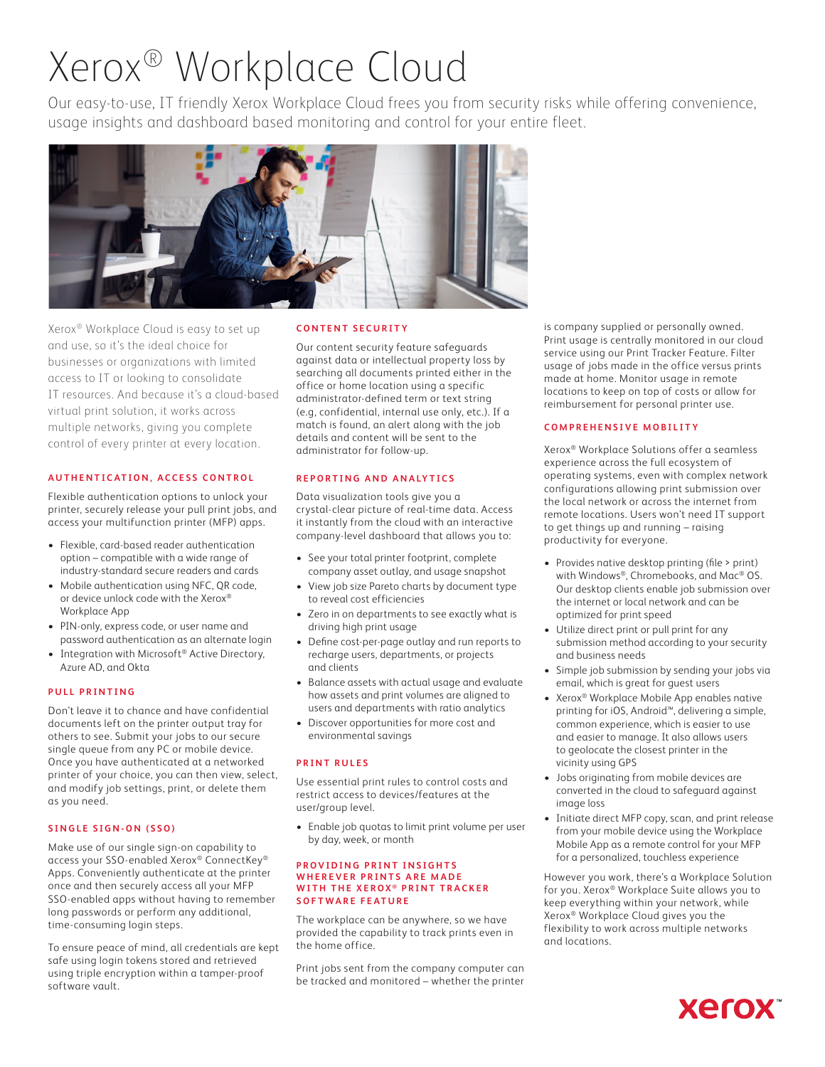# Xerox® Workplace Cloud

Our easy-to-use, IT friendly Xerox Workplace Cloud frees you from security risks while offering convenience, usage insights and dashboard based monitoring and control for your entire fleet.

Xerox® Workplace Cloud is easy to set up and use, so it's the ideal choice for businesses or organizations with limited access to IT or looking to consolidate IT resources. And because it's a cloud-based virtual print solution, it works across multiple networks, giving you complete control of every printer at every location.

## AUTHENTICATION, ACCESS CONTROL

Flexible authentication options to unlock your printer, securely release your pull print jobs, and access your multifunction printer (MFP) apps.

- Flexible, card-based reader authentication option – compatible with a wide range of industry-standard secure readers and cards
- Mobile authentication using NFC, QR code, or device unlock code with the Xerox® Workplace App
- PIN-only, express code, or user name and password authentication as an alternate login
- Integration with Microsoft® Active Directory, Azure AD, and Okta

## PULL PRINTING

Don't leave it to chance and have confidential documents left on the printer output tray for others to see. Submit your jobs to our secure single queue from any PC or mobile device. Once you have authenticated at a networked printer of your choice, you can then view, select, and modify job settings, print, or delete them as you need.

## SINGLE SIGN-ON (SSO)

Make use of our single sign-on capability to access your SSO-enabled Xerox® ConnectKey® Apps. Conveniently authenticate at the printer once and then securely access all your MFP SSO-enabled apps without having to remember long passwords or perform any additional, time-consuming login steps.

To ensure peace of mind, all credentials are kept safe using login tokens stored and retrieved using triple encryption within a tamper-proof software vault.

## CONTENT SECURITY

Our content security feature safeguards against data or intellectual property loss by searching all documents printed either in the office or home location using a specific administrator-defined term or text string (e.g, confidential, internal use only, etc.). If a match is found, an alert along with the job details and content will be sent to the administrator for follow-up.

## REPORTING AND ANALYTICS

Data visualization tools give you a crystal-clear picture of real-time data. Access it instantly from the cloud with an interactive company-level dashboard that allows you to:

- See your total printer footprint, complete company asset outlay, and usage snapshot
- View job size Pareto charts by document type to reveal cost efficiencies
- Zero in on departments to see exactly what is driving high print usage
- Define cost-per-page outlay and run reports to recharge users, departments, or projects and clients
- Balance assets with actual usage and evaluate how assets and print volumes are aligned to users and departments with ratio analytics
- Discover opportunities for more cost and environmental savings

## PRINT RULES

Use essential print rules to control costs and restrict access to devices/features at the user/group level.

- Enable job quotas to limit print volume per user by day, week, or month

## PROVIDING PRINT INSIGHTS WHEREVER PRINTS ARE MADE WITH THE XEROX® PRINT TRACKER SOFTWARE FEATURE

The workplace can be anywhere, so we have provided the capability to track prints even in the home office.

Print jobs sent from the company computer can be tracked and monitored – whether the printer is company supplied or personally owned. Print usage is centrally monitored in our cloud service using our Print Tracker Feature. Filter usage of jobs made in the office versus prints made at home. Monitor usage in remote locations to keep on top of costs or allow for reimbursement for personal printer use.

## COMPREHENSIVE MOBILITY

Xerox® Workplace Solutions offer a seamless experience across the full ecosystem of operating systems, even with complex network configurations allowing print submission over the local network or across the internet from remote locations. Users won't need IT support to get things up and running – raising productivity for everyone.

- Provides native desktop printing (file > print) with Windows®, Chromebooks, and Mac® OS. Our desktop clients enable job submission over the internet or local network and can be optimized for print speed
- Utilize direct print or pull print for any submission method according to your security and business needs
- Simple job submission by sending your jobs via email, which is great for guest users
- Xerox® Workplace Mobile App enables native printing for iOS, Android™, delivering a simple, common experience, which is easier to use and easier to manage. It also allows users to geolocate the closest printer in the vicinity using GPS
- Jobs originating from mobile devices are converted in the cloud to safeguard against image loss
- Initiate direct MFP copy, scan, and print release from your mobile device using the Workplace Mobile App as a remote control for your MFP for a personalized, touchless experience

However you work, there's a Workplace Solution for you. Xerox® Workplace Suite allows you to keep everything within your network, while Xerox® Workplace Cloud gives you the flexibility to work across multiple networks and locations.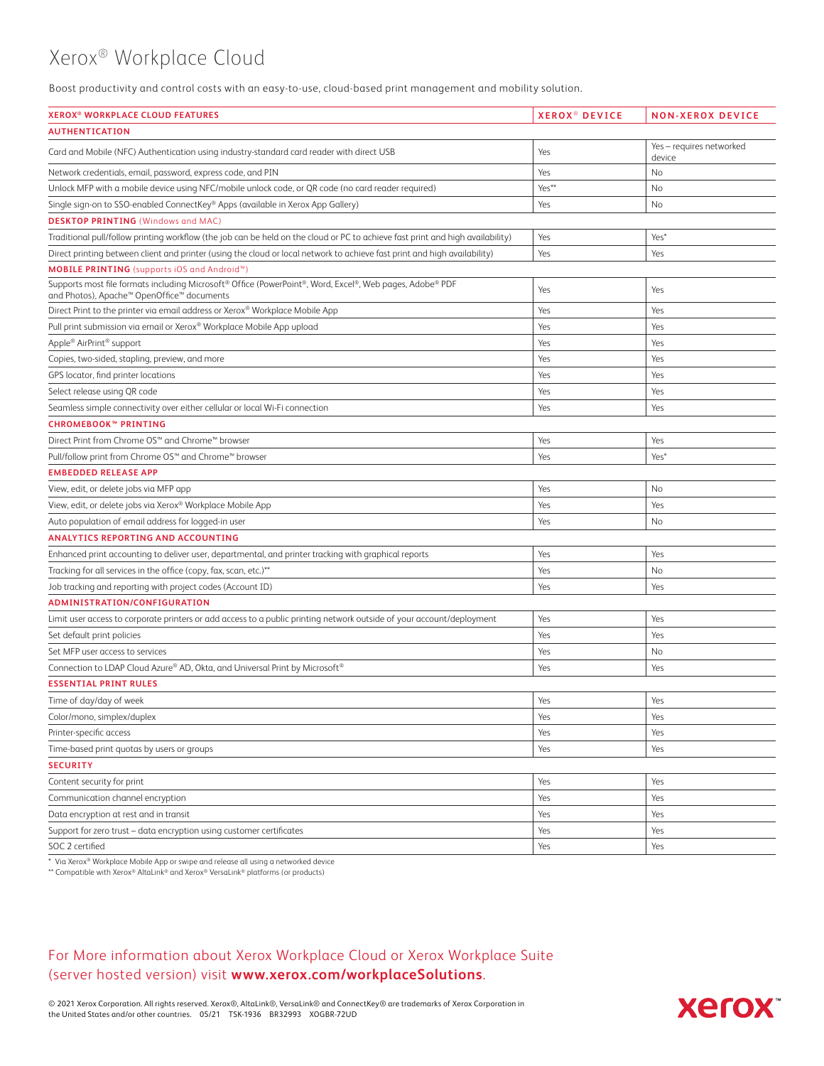# Xerox® Workplace Cloud

Boost productivity and control costs with an easy-to-use, cloud-based print management and mobility solution.

| XEROX® WORKPLACE CLOUD FEATURES | XEROX® DEVICE | NON-XEROX DEVICE |
|---|---|---|
| **AUTHENTICATION** | | |
| Card and Mobile (NFC) Authentication using industry-standard card reader with direct USB | Yes | Yes – requires networked device |
| Network credentials, email, password, express code, and PIN | Yes | No |
| Unlock MFP with a mobile device using NFC/mobile unlock code, or QR code (no card reader required) | Yes** | No |
| Single sign-on to SSO-enabled ConnectKey® Apps (available in Xerox App Gallery) | Yes | No |
| **DESKTOP PRINTING** (Windows and MAC) | | |
| Traditional pull/follow printing workflow (the job can be held on the cloud or PC to achieve fast print and high availability) | Yes | Yes* |
| Direct printing between client and printer (using the cloud or local network to achieve fast print and high availability) | Yes | Yes |
| **MOBILE PRINTING** (supports iOS and Android™) | | |
| Supports most file formats including Microsoft® Office (PowerPoint®, Word, Excel®, Web pages, Adobe® PDF and Photos), Apache™ OpenOffice™ documents | Yes | Yes |
| Direct Print to the printer via email address or Xerox® Workplace Mobile App | Yes | Yes |
| Pull print submission via email or Xerox® Workplace Mobile App upload | Yes | Yes |
| Apple® AirPrint® support | Yes | Yes |
| Copies, two-sided, stapling, preview, and more | Yes | Yes |
| GPS locator, find printer locations | Yes | Yes |
| Select release using QR code | Yes | Yes |
| Seamless simple connectivity over either cellular or local Wi-Fi connection | Yes | Yes |
| **CHROMEBOOK™ PRINTING** | | |
| Direct Print from Chrome OS™ and Chrome™ browser | Yes | Yes |
| Pull/follow print from Chrome OS™ and Chrome™ browser | Yes | Yes* |
| **EMBEDDED RELEASE APP** | | |
| View, edit, or delete jobs via MFP app | Yes | No |
| View, edit, or delete jobs via Xerox® Workplace Mobile App | Yes | Yes |
| Auto population of email address for logged-in user | Yes | No |
| **ANALYTICS REPORTING AND ACCOUNTING** | | |
| Enhanced print accounting to deliver user, departmental, and printer tracking with graphical reports | Yes | Yes |
| Tracking for all services in the office (copy, fax, scan, etc.)** | Yes | No |
| Job tracking and reporting with project codes (Account ID) | Yes | Yes |
| **ADMINISTRATION/CONFIGURATION** | | |
| Limit user access to corporate printers or add access to a public printing network outside of your account/deployment | Yes | Yes |
| Set default print policies | Yes | Yes |
| Set MFP user access to services | Yes | No |
| Connection to LDAP Cloud Azure® AD, Okta, and Universal Print by Microsoft® | Yes | Yes |
| **ESSENTIAL PRINT RULES** | | |
| Time of day/day of week | Yes | Yes |
| Color/mono, simplex/duplex | Yes | Yes |
| Printer-specific access | Yes | Yes |
| Time-based print quotas by users or groups | Yes | Yes |
| **SECURITY** | | |
| Content security for print | Yes | Yes |
| Communication channel encryption | Yes | Yes |
| Data encryption at rest and in transit | Yes | Yes |
| Support for zero trust – data encryption using customer certificates | Yes | Yes |
| SOC 2 certified | Yes | Yes |

\* Via Xerox® Workplace Mobile App or swipe and release all using a networked device

\** Compatible with Xerox® AltaLink® and Xerox® VersaLink® platforms (or products)

For More information about Xerox Workplace Cloud or Xerox Workplace Suite (server hosted version) visit **www.xerox.com/workplaceSolutions**.

© 2021 Xerox Corporation. All rights reserved. Xerox®, AltaLink®, VersaLink® and ConnectKey® are trademarks of Xerox Corporation in the United States and/or other countries. 05/21 TSK-1936 BR32993 XOGBR-72UD

xerox™